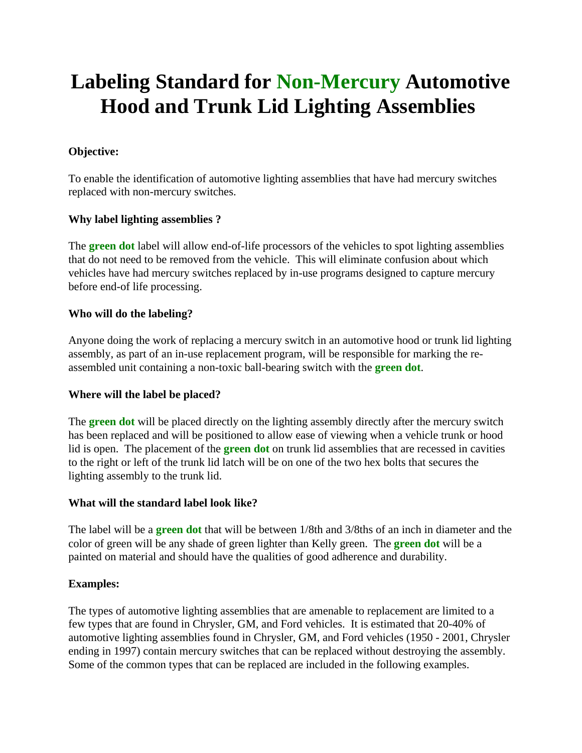# Labeling Standard for Non-Mercury Automotive Hood and Trunk Lid Lighting Assemblies

**Objective:**

To enable the identification of automotive lighting assemblies that have had mercury switches replaced with non-mercury switches.

**Why label lighting assemblies ?**

The **green dot** label will allow end-of-life processors of the vehicles to spot lighting assemblies that do not need to be removed from the vehicle. This will eliminate confusion about which vehicles have had mercury switches replaced by in-use programs designed to capture mercury before end-of life processing.

**Who will do the labeling?**

Anyone doing the work of replacing a mercury switch in an automotive hood or trunk lid lighting assembly, as part of an in-use replacement program, will be responsible for marking the re-assembled unit containing a non-toxic ball-bearing switch with the **green dot**.

**Where will the label be placed?**

The **green dot** will be placed directly on the lighting assembly directly after the mercury switch has been replaced and will be positioned to allow ease of viewing when a vehicle trunk or hood lid is open. The placement of the **green dot** on trunk lid assemblies that are recessed in cavities to the right or left of the trunk lid latch will be on one of the two hex bolts that secures the lighting assembly to the trunk lid.

**What will the standard label look like?**

The label will be a **green dot** that will be between 1/8th and 3/8ths of an inch in diameter and the color of green will be any shade of green lighter than Kelly green. The **green dot** will be a painted on material and should have the qualities of good adherence and durability.

**Examples:**

The types of automotive lighting assemblies that are amenable to replacement are limited to a few types that are found in Chrysler, GM, and Ford vehicles. It is estimated that 20-40% of automotive lighting assemblies found in Chrysler, GM, and Ford vehicles (1950 - 2001, Chrysler ending in 1997) contain mercury switches that can be replaced without destroying the assembly. Some of the common types that can be replaced are included in the following examples.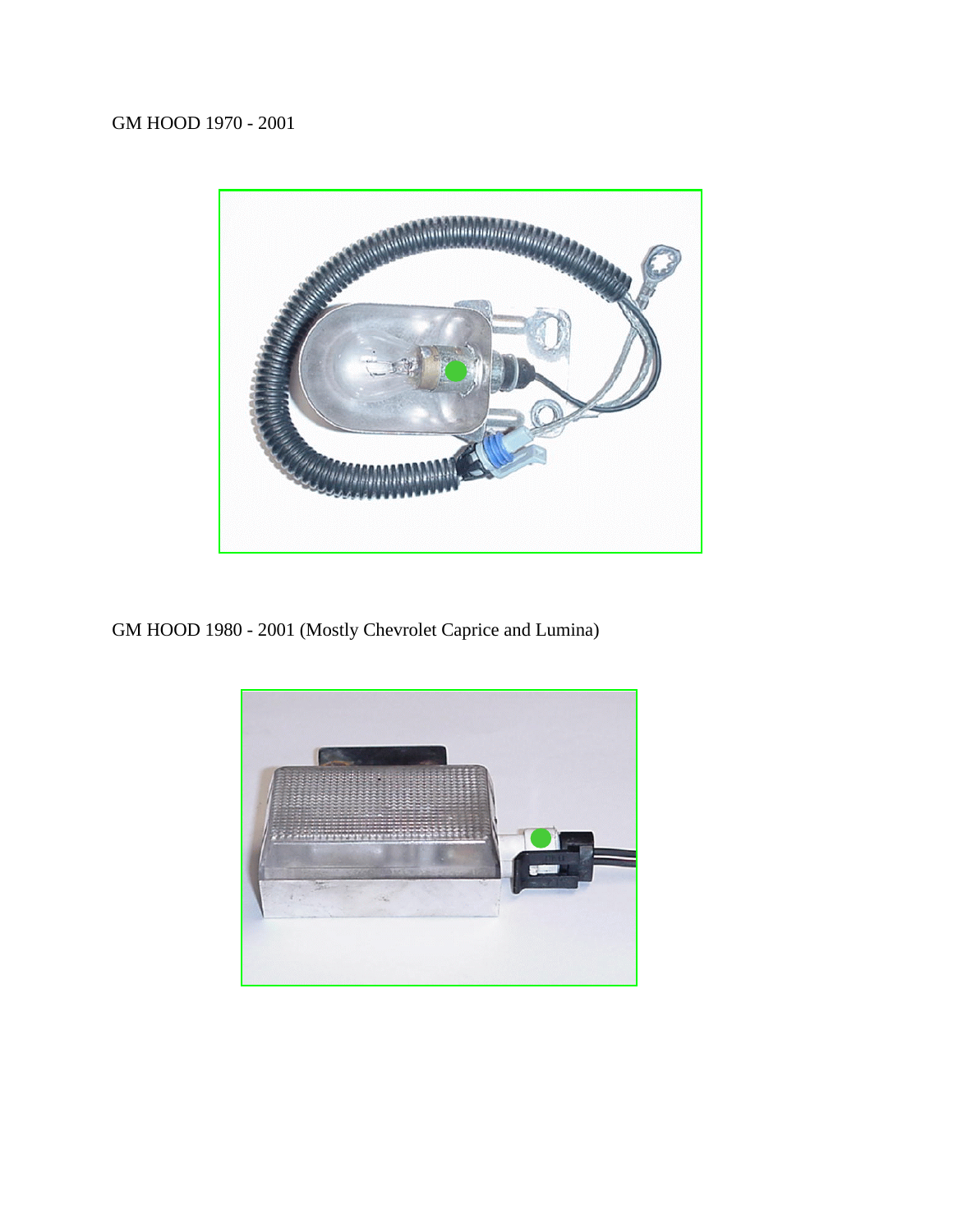GM HOOD 1970 - 2001

GM HOOD 1980 - 2001 (Mostly Chevrolet Caprice and Lumina)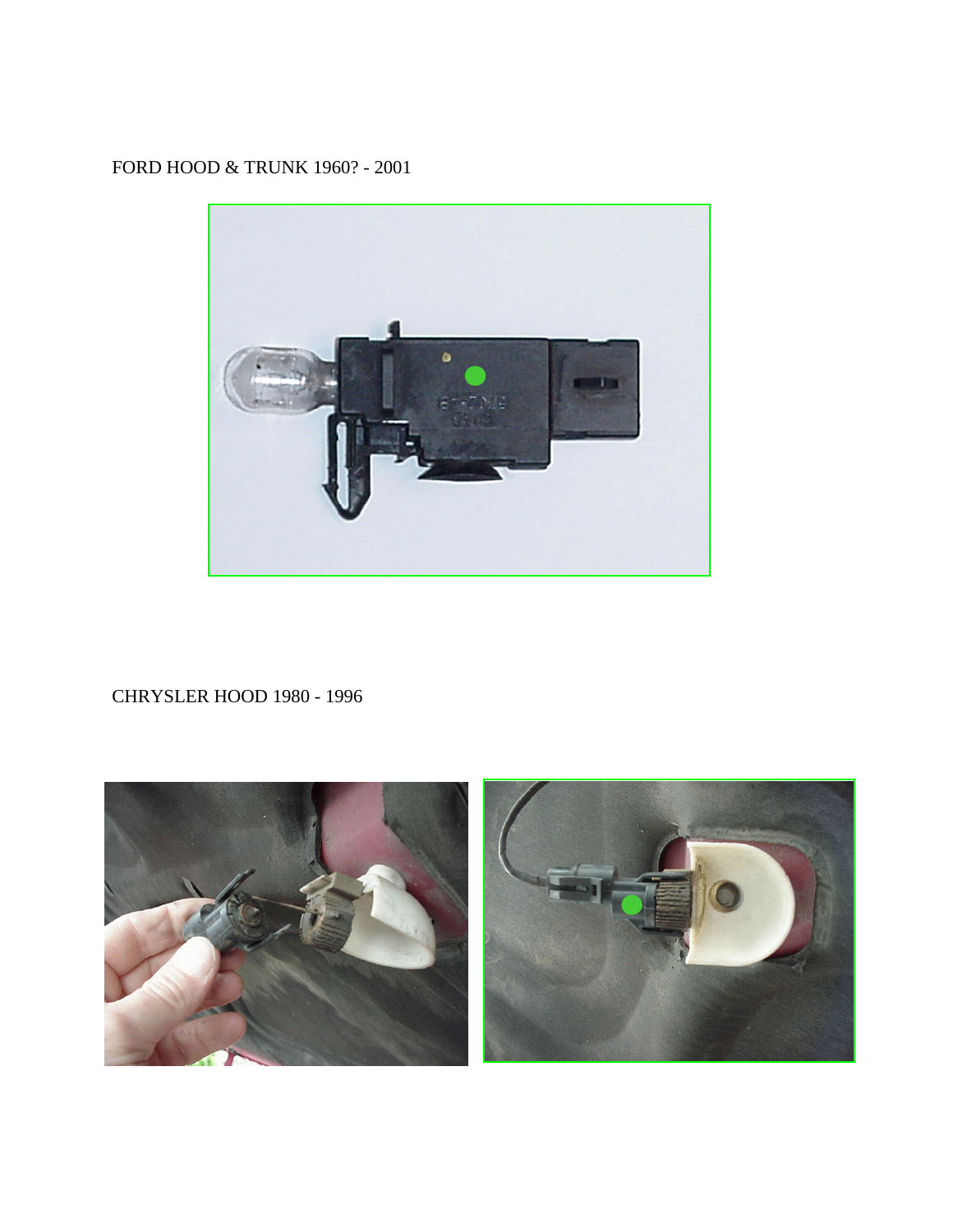FORD HOOD & TRUNK 1960? - 2001

CHRYSLER HOOD 1980 - 1996